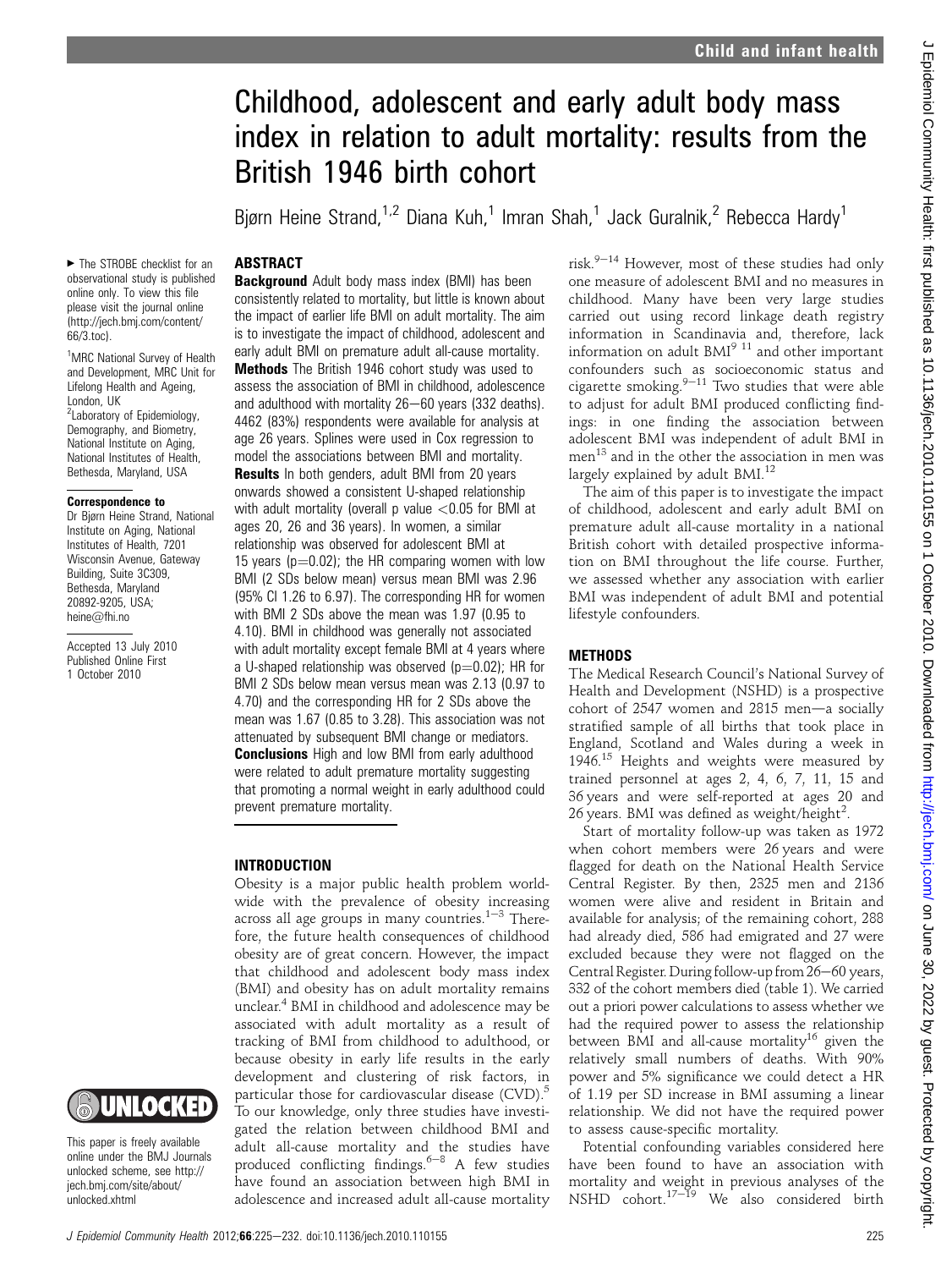# Childhood, adolescent and early adult body mass index in relation to adult mortality: results from the British 1946 birth cohort

Bjørn Heine Strand,[1,2] Diana Kuh,[1] Imran Shah,[1] Jack Guralnik,[2] Rebecca Hardy[1]

► The STROBE checklist for an observational study is published online only. To view this file please visit the journal online (http://jech.bmj.com/content/66/3.toc).

[1]MRC National Survey of Health and Development, MRC Unit for Lifelong Health and Ageing, London, UK
[2]Laboratory of Epidemiology, Demography, and Biometry, National Institute on Aging, National Institutes of Health, Bethesda, Maryland, USA

**Correspondence to**
Dr Bjørn Heine Strand, National Institute on Aging, National Institutes of Health, 7201 Wisconsin Avenue, Gateway Building, Suite 3C309, Bethesda, Maryland 20892-9205, USA; heine@fhi.no

Accepted 13 July 2010
Published Online First 1 October 2010

This paper is freely available online under the BMJ Journals unlocked scheme, see http://jech.bmj.com/site/about/unlocked.xhtml

## ABSTRACT

**Background** Adult body mass index (BMI) has been consistently related to mortality, but little is known about the impact of earlier life BMI on adult mortality. The aim is to investigate the impact of childhood, adolescent and early adult BMI on premature adult all-cause mortality.

**Methods** The British 1946 cohort study was used to assess the association of BMI in childhood, adolescence and adulthood with mortality 26–60 years (332 deaths). 4462 (83%) respondents were available for analysis at age 26 years. Splines were used in Cox regression to model the associations between BMI and mortality.

**Results** In both genders, adult BMI from 20 years onwards showed a consistent U-shaped relationship with adult mortality (overall p value $<0.05$ for BMI at ages 20, 26 and 36 years). In women, a similar relationship was observed for adolescent BMI at 15 years ($p=0.02$); the HR comparing women with low BMI (2 SDs below mean) versus mean BMI was 2.96 (95% CI 1.26 to 6.97). The corresponding HR for women with BMI 2 SDs above the mean was 1.97 (0.95 to 4.10). BMI in childhood was generally not associated with adult mortality except female BMI at 4 years where a U-shaped relationship was observed ($p=0.02$); HR for BMI 2 SDs below mean versus mean was 2.13 (0.97 to 4.70) and the corresponding HR for 2 SDs above the mean was 1.67 (0.85 to 3.28). This association was not attenuated by subsequent BMI change or mediators.

**Conclusions** High and low BMI from early adulthood were related to adult premature mortality suggesting that promoting a normal weight in early adulthood could prevent premature mortality.

## INTRODUCTION

Obesity is a major public health problem worldwide with the prevalence of obesity increasing across all age groups in many countries.[1–3] Therefore, the future health consequences of childhood obesity are of great concern. However, the impact that childhood and adolescent body mass index (BMI) and obesity has on adult mortality remains unclear.[4] BMI in childhood and adolescence may be associated with adult mortality as a result of tracking of BMI from childhood to adulthood, or because obesity in early life results in the early development and clustering of risk factors, in particular those for cardiovascular disease (CVD).[5] To our knowledge, only three studies have investigated the relation between childhood BMI and adult all-cause mortality and the studies have produced conflicting findings.[6–8] A few studies have found an association between high BMI in adolescence and increased adult all-cause mortality risk.[9–14] However, most of these studies had only one measure of adolescent BMI and no measures in childhood. Many have been very large studies carried out using record linkage death registry information in Scandinavia and, therefore, lack information on adult BMI[9 11] and other important confounders such as socioeconomic status and cigarette smoking.[9–11] Two studies that were able to adjust for adult BMI produced conflicting findings: in one finding the association between adolescent BMI was independent of adult BMI in men[13] and in the other the association in men was largely explained by adult BMI.[12]

The aim of this paper is to investigate the impact of childhood, adolescent and early adult BMI on premature adult all-cause mortality in a national British cohort with detailed prospective information on BMI throughout the life course. Further, we assessed whether any association with earlier BMI was independent of adult BMI and potential lifestyle confounders.

## METHODS

The Medical Research Council's National Survey of Health and Development (NSHD) is a prospective cohort of 2547 women and 2815 men—a socially stratified sample of all births that took place in England, Scotland and Wales during a week in 1946.[15] Heights and weights were measured by trained personnel at ages 2, 4, 6, 7, 11, 15 and 36 years and were self-reported at ages 20 and 26 years. BMI was defined as weight/height$^2$.

Start of mortality follow-up was taken as 1972 when cohort members were 26 years and were flagged for death on the National Health Service Central Register. By then, 2325 men and 2136 women were alive and resident in Britain and available for analysis; of the remaining cohort, 288 had already died, 586 had emigrated and 27 were excluded because they were not flagged on the Central Register. During follow-up from 26–60 years, 332 of the cohort members died (table 1). We carried out a priori power calculations to assess whether we had the required power to assess the relationship between BMI and all-cause mortality[16] given the relatively small numbers of deaths. With 90% power and 5% significance we could detect a HR of 1.19 per SD increase in BMI assuming a linear relationship. We did not have the required power to assess cause-specific mortality.

Potential confounding variables considered here have been found to have an association with mortality and weight in previous analyses of the NSHD cohort.[17–19] We also considered birth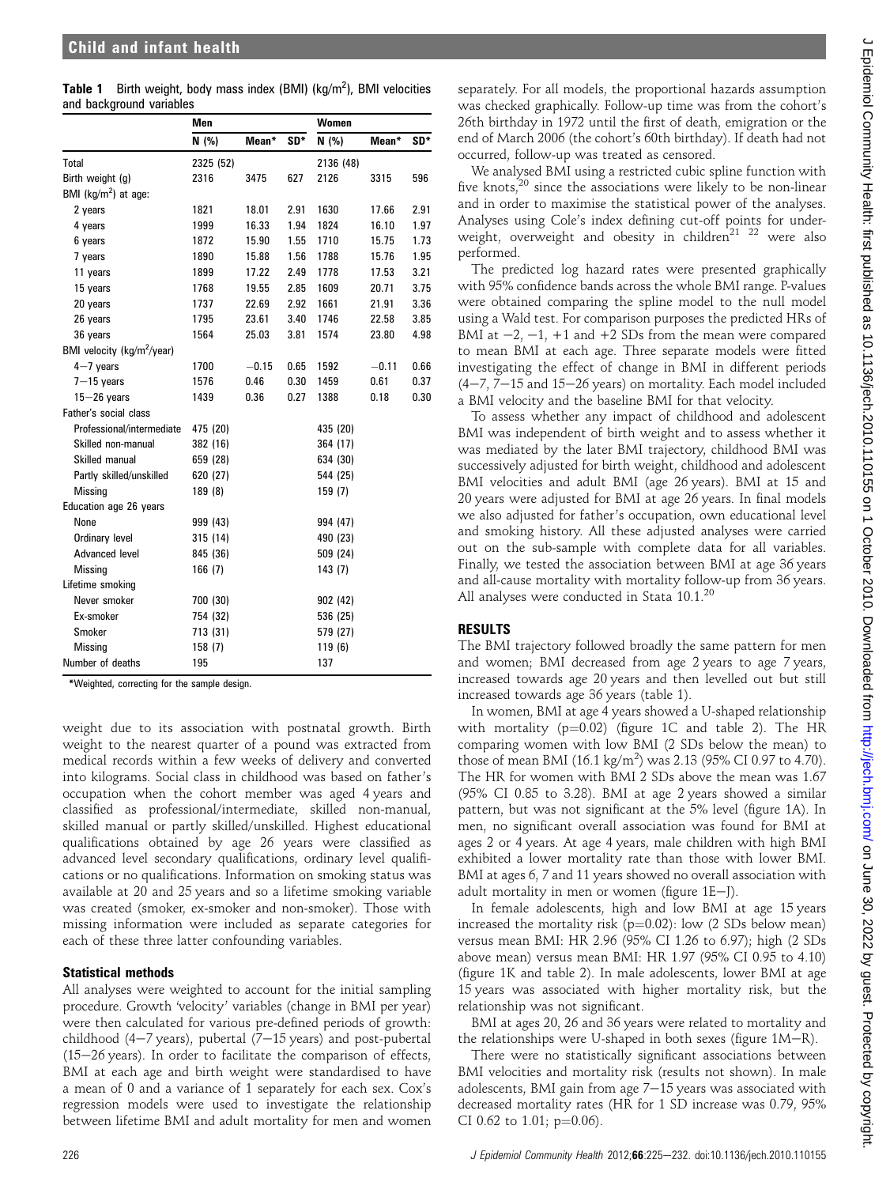**Table 1** Birth weight, body mass index (BMI) (kg/m$^2$), BMI velocities and background variables

| | Men | | | Women | | |
|---|---|---|---|---|---|---|
| | N (%) | Mean* | SD* | N (%) | Mean* | SD* |
| Total | 2325 (52) | | | 2136 (48) | | |
| Birth weight (g) | 2316 | 3475 | 627 | 2126 | 3315 | 596 |
| BMI (kg/m$^2$) at age: | | | | | | |
| 2 years | 1821 | 18.01 | 2.91 | 1630 | 17.66 | 2.91 |
| 4 years | 1999 | 16.33 | 1.94 | 1824 | 16.10 | 1.97 |
| 6 years | 1872 | 15.90 | 1.55 | 1710 | 15.75 | 1.73 |
| 7 years | 1890 | 15.88 | 1.56 | 1788 | 15.76 | 1.95 |
| 11 years | 1899 | 17.22 | 2.49 | 1778 | 17.53 | 3.21 |
| 15 years | 1768 | 19.55 | 2.85 | 1609 | 20.71 | 3.75 |
| 20 years | 1737 | 22.69 | 2.92 | 1661 | 21.91 | 3.36 |
| 26 years | 1795 | 23.61 | 3.40 | 1746 | 22.58 | 3.85 |
| 36 years | 1564 | 25.03 | 3.81 | 1574 | 23.80 | 4.98 |
| BMI velocity (kg/m$^2$/year) | | | | | | |
| 4−7 years | 1700 | −0.15 | 0.65 | 1592 | −0.11 | 0.66 |
| 7−15 years | 1576 | 0.46 | 0.30 | 1459 | 0.61 | 0.37 |
| 15−26 years | 1439 | 0.36 | 0.27 | 1388 | 0.18 | 0.30 |
| Father's social class | | | | | | |
| Professional/intermediate | 475 (20) | | | 435 (20) | | |
| Skilled non-manual | 382 (16) | | | 364 (17) | | |
| Skilled manual | 659 (28) | | | 634 (30) | | |
| Partly skilled/unskilled | 620 (27) | | | 544 (25) | | |
| Missing | 189 (8) | | | 159 (7) | | |
| Education age 26 years | | | | | | |
| None | 999 (43) | | | 994 (47) | | |
| Ordinary level | 315 (14) | | | 490 (23) | | |
| Advanced level | 845 (36) | | | 509 (24) | | |
| Missing | 166 (7) | | | 143 (7) | | |
| Lifetime smoking | | | | | | |
| Never smoker | 700 (30) | | | 902 (42) | | |
| Ex-smoker | 754 (32) | | | 536 (25) | | |
| Smoker | 713 (31) | | | 579 (27) | | |
| Missing | 158 (7) | | | 119 (6) | | |
| Number of deaths | 195 | | | 137 | | |

*Weighted, correcting for the sample design.

weight due to its association with postnatal growth. Birth weight to the nearest quarter of a pound was extracted from medical records within a few weeks of delivery and converted into kilograms. Social class in childhood was based on father's occupation when the cohort member was aged 4 years and classified as professional/intermediate, skilled non-manual, skilled manual or partly skilled/unskilled. Highest educational qualifications obtained by age 26 years were classified as advanced level secondary qualifications, ordinary level qualifications or no qualifications. Information on smoking status was available at 20 and 25 years and so a lifetime smoking variable was created (smoker, ex-smoker and non-smoker). Those with missing information were included as separate categories for each of these three latter confounding variables.

### Statistical methods

All analyses were weighted to account for the initial sampling procedure. Growth 'velocity' variables (change in BMI per year) were then calculated for various pre-defined periods of growth: childhood (4−7 years), pubertal (7−15 years) and post-pubertal (15−26 years). In order to facilitate the comparison of effects, BMI at each age and birth weight were standardised to have a mean of 0 and a variance of 1 separately for each sex. Cox's regression models were used to investigate the relationship between lifetime BMI and adult mortality for men and women separately. For all models, the proportional hazards assumption was checked graphically. Follow-up time was from the cohort's 26th birthday in 1972 until the first of death, emigration or the end of March 2006 (the cohort's 60th birthday). If death had not occurred, follow-up was treated as censored.

We analysed BMI using a restricted cubic spline function with five knots,[20] since the associations were likely to be non-linear and in order to maximise the statistical power of the analyses. Analyses using Cole's index defining cut-off points for underweight, overweight and obesity in children[21 22] were also performed.

The predicted log hazard rates were presented graphically with 95% confidence bands across the whole BMI range. P-values were obtained comparing the spline model to the null model using a Wald test. For comparison purposes the predicted HRs of BMI at −2, −1, +1 and +2 SDs from the mean were compared to mean BMI at each age. Three separate models were fitted investigating the effect of change in BMI in different periods (4−7, 7−15 and 15−26 years) on mortality. Each model included a BMI velocity and the baseline BMI for that velocity.

To assess whether any impact of childhood and adolescent BMI was independent of birth weight and to assess whether it was mediated by the later BMI trajectory, childhood BMI was successively adjusted for birth weight, childhood and adolescent BMI velocities and adult BMI (age 26 years). BMI at 15 and 20 years were adjusted for BMI at age 26 years. In final models we also adjusted for father's occupation, own educational level and smoking history. All these adjusted analyses were carried out on the sub-sample with complete data for all variables. Finally, we tested the association between BMI at age 36 years and all-cause mortality with mortality follow-up from 36 years. All analyses were conducted in Stata 10.1.[20]

## RESULTS

The BMI trajectory followed broadly the same pattern for men and women; BMI decreased from age 2 years to age 7 years, increased towards age 20 years and then levelled out but still increased towards age 36 years (table 1).

In women, BMI at age 4 years showed a U-shaped relationship with mortality ($p=0.02$) (figure 1C and table 2). The HR comparing women with low BMI (2 SDs below the mean) to those of mean BMI (16.1 kg/m$^2$) was 2.13 (95% CI 0.97 to 4.70). The HR for women with BMI 2 SDs above the mean was 1.67 (95% CI 0.85 to 3.28). BMI at age 2 years showed a similar pattern, but was not significant at the 5% level (figure 1A). In men, no significant overall association was found for BMI at ages 2 or 4 years. At age 4 years, male children with high BMI exhibited a lower mortality rate than those with lower BMI. BMI at ages 6, 7 and 11 years showed no overall association with adult mortality in men or women (figure 1E−J).

In female adolescents, high and low BMI at age 15 years increased the mortality risk ($p=0.02$): low (2 SDs below mean) versus mean BMI: HR 2.96 (95% CI 1.26 to 6.97); high (2 SDs above mean) versus mean BMI: HR 1.97 (95% CI 0.95 to 4.10) (figure 1K and table 2). In male adolescents, lower BMI at age 15 years was associated with higher mortality risk, but the relationship was not significant.

BMI at ages 20, 26 and 36 years were related to mortality and the relationships were U-shaped in both sexes (figure 1M−R).

There were no statistically significant associations between BMI velocities and mortality risk (results not shown). In male adolescents, BMI gain from age 7−15 years was associated with decreased mortality rates (HR for 1 SD increase was 0.79, 95% CI 0.62 to 1.01; $p=0.06$).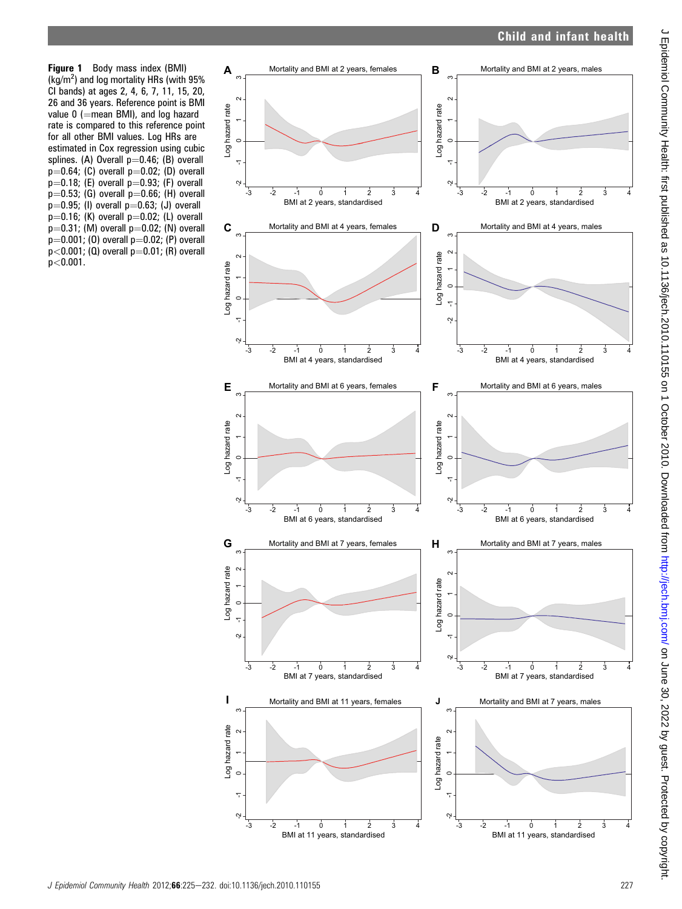**Figure 1** Body mass index (BMI) (kg/m$^2$) and log mortality HRs (with 95% CI bands) at ages 2, 4, 6, 7, 11, 15, 20, 26 and 36 years. Reference point is BMI value 0 (=mean BMI), and log hazard rate is compared to this reference point for all other BMI values. Log HRs are estimated in Cox regression using cubic splines. (A) Overall p=0.46; (B) overall p=0.64; (C) overall p=0.02; (D) overall p=0.18; (E) overall p=0.93; (F) overall p=0.53; (G) overall p=0.66; (H) overall p=0.95; (I) overall p=0.63; (J) overall p=0.16; (K) overall p=0.02; (L) overall p=0.31; (M) overall p=0.02; (N) overall p=0.001; (O) overall p=0.02; (P) overall p<0.001; (Q) overall p=0.01; (R) overall p<0.001.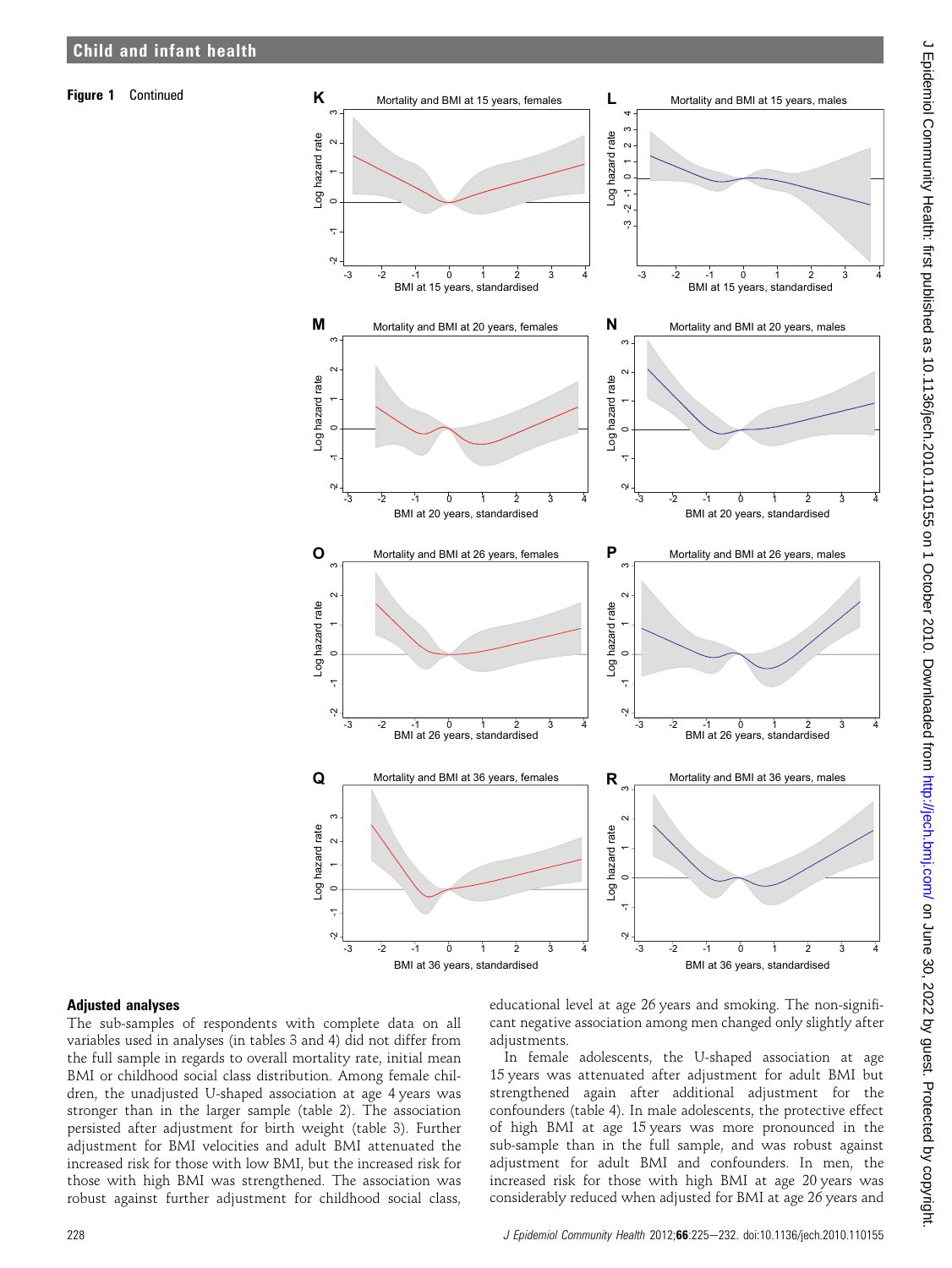**Figure 1** Continued

## Adjusted analyses

The sub-samples of respondents with complete data on all variables used in analyses (in tables 3 and 4) did not differ from the full sample in regards to overall mortality rate, initial mean BMI or childhood social class distribution. Among female children, the unadjusted U-shaped association at age 4 years was stronger than in the larger sample (table 2). The association persisted after adjustment for birth weight (table 3). Further adjustment for BMI velocities and adult BMI attenuated the increased risk for those with low BMI, but the increased risk for those with high BMI was strengthened. The association was robust against further adjustment for childhood social class, educational level at age 26 years and smoking. The non-significant negative association among men changed only slightly after adjustments.

In female adolescents, the U-shaped association at age 15 years was attenuated after adjustment for adult BMI but strengthened again after additional adjustment for the confounders (table 4). In male adolescents, the protective effect of high BMI at age 15 years was more pronounced in the sub-sample than in the full sample, and was robust against adjustment for adult BMI and confounders. In men, the increased risk for those with high BMI at age 20 years was considerably reduced when adjusted for BMI at age 26 years and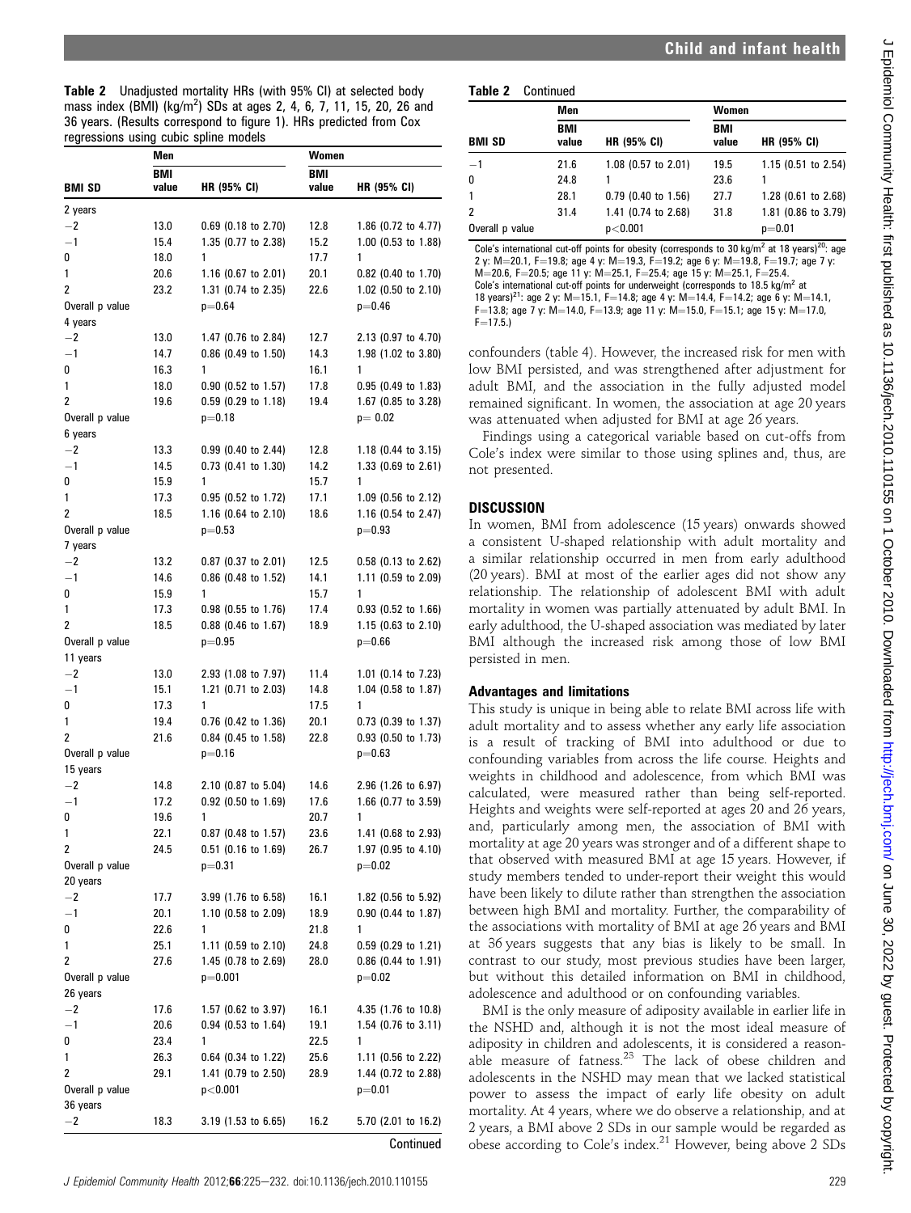**Table 2** Unadjusted mortality HRs (with 95% CI) at selected body mass index (BMI) (kg/m²) SDs at ages 2, 4, 6, 7, 11, 15, 20, 26 and 36 years. (Results correspond to figure 1). HRs predicted from Cox regressions using cubic spline models

| | Men | | Women | |
|---|---|---|---|---|
| BMI SD | BMI value | HR (95% CI) | BMI value | HR (95% CI) |
| 2 years | | | | |
| −2 | 13.0 | 0.69 (0.18 to 2.70) | 12.8 | 1.86 (0.72 to 4.77) |
| −1 | 15.4 | 1.35 (0.77 to 2.38) | 15.2 | 1.00 (0.53 to 1.88) |
| 0 | 18.0 | 1 | 17.7 | 1 |
| 1 | 20.6 | 1.16 (0.67 to 2.01) | 20.1 | 0.82 (0.40 to 1.70) |
| 2 | 23.2 | 1.31 (0.74 to 2.35) | 22.6 | 1.02 (0.50 to 2.10) |
| Overall p value | | p=0.64 | | p=0.46 |
| 4 years | | | | |
| −2 | 13.0 | 1.47 (0.76 to 2.84) | 12.7 | 2.13 (0.97 to 4.70) |
| −1 | 14.7 | 0.86 (0.49 to 1.50) | 14.3 | 1.98 (1.02 to 3.80) |
| 0 | 16.3 | 1 | 16.1 | 1 |
| 1 | 18.0 | 0.90 (0.52 to 1.57) | 17.8 | 0.95 (0.49 to 1.83) |
| 2 | 19.6 | 0.59 (0.29 to 1.18) | 19.4 | 1.67 (0.85 to 3.28) |
| Overall p value | | p=0.18 | | p= 0.02 |
| 6 years | | | | |
| −2 | 13.3 | 0.99 (0.40 to 2.44) | 12.8 | 1.18 (0.44 to 3.15) |
| −1 | 14.5 | 0.73 (0.41 to 1.30) | 14.2 | 1.33 (0.69 to 2.61) |
| 0 | 15.9 | 1 | 15.7 | 1 |
| 1 | 17.3 | 0.95 (0.52 to 1.72) | 17.1 | 1.09 (0.56 to 2.12) |
| 2 | 18.5 | 1.16 (0.64 to 2.10) | 18.6 | 1.16 (0.54 to 2.47) |
| Overall p value | | p=0.53 | | p=0.93 |
| 7 years | | | | |
| −2 | 13.2 | 0.87 (0.37 to 2.01) | 12.5 | 0.58 (0.13 to 2.62) |
| −1 | 14.6 | 0.86 (0.48 to 1.52) | 14.1 | 1.11 (0.59 to 2.09) |
| 0 | 15.9 | 1 | 15.7 | 1 |
| 1 | 17.3 | 0.98 (0.55 to 1.76) | 17.4 | 0.93 (0.52 to 1.66) |
| 2 | 18.5 | 0.88 (0.46 to 1.67) | 18.9 | 1.15 (0.63 to 2.10) |
| Overall p value | | p=0.95 | | p=0.66 |
| 11 years | | | | |
| −2 | 13.0 | 2.93 (1.08 to 7.97) | 11.4 | 1.01 (0.14 to 7.23) |
| −1 | 15.1 | 1.21 (0.71 to 2.03) | 14.8 | 1.04 (0.58 to 1.87) |
| 0 | 17.3 | 1 | 17.5 | 1 |
| 1 | 19.4 | 0.76 (0.42 to 1.36) | 20.1 | 0.73 (0.39 to 1.37) |
| 2 | 21.6 | 0.84 (0.45 to 1.58) | 22.8 | 0.93 (0.50 to 1.73) |
| Overall p value | | p=0.16 | | p=0.63 |
| 15 years | | | | |
| −2 | 14.8 | 2.10 (0.87 to 5.04) | 14.6 | 2.96 (1.26 to 6.97) |
| −1 | 17.2 | 0.92 (0.50 to 1.69) | 17.6 | 1.66 (0.77 to 3.59) |
| 0 | 19.6 | 1 | 20.7 | 1 |
| 1 | 22.1 | 0.87 (0.48 to 1.57) | 23.6 | 1.41 (0.68 to 2.93) |
| 2 | 24.5 | 0.51 (0.16 to 1.69) | 26.7 | 1.97 (0.95 to 4.10) |
| Overall p value | | p=0.31 | | p=0.02 |
| 20 years | | | | |
| −2 | 17.7 | 3.99 (1.76 to 6.58) | 16.1 | 1.82 (0.56 to 5.92) |
| −1 | 20.1 | 1.10 (0.58 to 2.09) | 18.9 | 0.90 (0.44 to 1.87) |
| 0 | 22.6 | 1 | 21.8 | 1 |
| 1 | 25.1 | 1.11 (0.59 to 2.10) | 24.8 | 0.59 (0.29 to 1.21) |
| 2 | 27.6 | 1.45 (0.78 to 2.69) | 28.0 | 0.86 (0.44 to 1.91) |
| Overall p value | | p=0.001 | | p=0.02 |
| 26 years | | | | |
| −2 | 17.6 | 1.57 (0.62 to 3.97) | 16.1 | 4.35 (1.76 to 10.8) |
| −1 | 20.6 | 0.94 (0.53 to 1.64) | 19.1 | 1.54 (0.76 to 3.11) |
| 0 | 23.4 | 1 | 22.5 | 1 |
| 1 | 26.3 | 0.64 (0.34 to 1.22) | 25.6 | 1.11 (0.56 to 2.22) |
| 2 | 29.1 | 1.41 (0.79 to 2.50) | 28.9 | 1.44 (0.72 to 2.88) |
| Overall p value | | p<0.001 | | p=0.01 |
| 36 years | | | | |
| −2 | 18.3 | 3.19 (1.53 to 6.65) | 16.2 | 5.70 (2.01 to 16.2) |
| −1 | 21.6 | 1.08 (0.57 to 2.01) | 19.5 | 1.15 (0.51 to 2.54) |
| 0 | 24.8 | 1 | 23.6 | 1 |
| 1 | 28.1 | 0.79 (0.40 to 1.56) | 27.7 | 1.28 (0.61 to 2.68) |
| 2 | 31.4 | 1.41 (0.74 to 2.68) | 31.8 | 1.81 (0.86 to 3.79) |
| Overall p value | | p<0.001 | | p=0.01 |

Cole's international cut-off points for obesity (corresponds to 30 kg/m² at 18 years)[20]: age 2 y: M=20.1, F=19.8; age 4 y: M=19.3, F=19.2; age 6 y: M=19.8, F=19.7; age 7 y: M=20.6, F=20.5; age 11 y: M=25.1, F=25.4; age 15 y: M=25.1, F=25.4.
Cole's international cut-off points for underweight (corresponds to 18.5 kg/m² at 18 years)[21]: age 2 y: M=15.1, F=14.8; age 4 y: M=14.4, F=14.2; age 6 y: M=14.1, F=13.8; age 7 y: M=14.0, F=13.9; age 11 y: M=15.0, F=15.1; age 15 y: M=17.0, F=17.5.)

confounders (table 4). However, the increased risk for men with low BMI persisted, and was strengthened after adjustment for adult BMI, and the association in the fully adjusted model remained significant. In women, the association at age 20 years was attenuated when adjusted for BMI at age 26 years.

Findings using a categorical variable based on cut-offs from Cole's index were similar to those using splines and, thus, are not presented.

## DISCUSSION

In women, BMI from adolescence (15 years) onwards showed a consistent U-shaped relationship with adult mortality and a similar relationship occurred in men from early adulthood (20 years). BMI at most of the earlier ages did not show any relationship. The relationship of adolescent BMI with adult mortality in women was partially attenuated by adult BMI. In early adulthood, the U-shaped association was mediated by later BMI although the increased risk among those of low BMI persisted in men.

### Advantages and limitations

This study is unique in being able to relate BMI across life with adult mortality and to assess whether any early life association is a result of tracking of BMI into adulthood or due to confounding variables from across the life course. Heights and weights in childhood and adolescence, from which BMI was calculated, were measured rather than being self-reported. Heights and weights were self-reported at ages 20 and 26 years, and, particularly among men, the association of BMI with mortality at age 20 years was stronger and of a different shape to that observed with measured BMI at age 15 years. However, if study members tended to under-report their weight this would have been likely to dilute rather than strengthen the association between high BMI and mortality. Further, the comparability of the associations with mortality of BMI at age 26 years and BMI at 36 years suggests that any bias is likely to be small. In contrast to our study, most previous studies have been larger, but without this detailed information on BMI in childhood, adolescence and adulthood or on confounding variables.

BMI is the only measure of adiposity available in earlier life in the NSHD and, although it is not the most ideal measure of adiposity in children and adolescents, it is considered a reasonable measure of fatness.[25] The lack of obese children and adolescents in the NSHD may mean that we lacked statistical power to assess the impact of early life obesity on adult mortality. At 4 years, where we do observe a relationship, and at 2 years, a BMI above 2 SDs in our sample would be regarded as obese according to Cole's index.[21] However, being above 2 SDs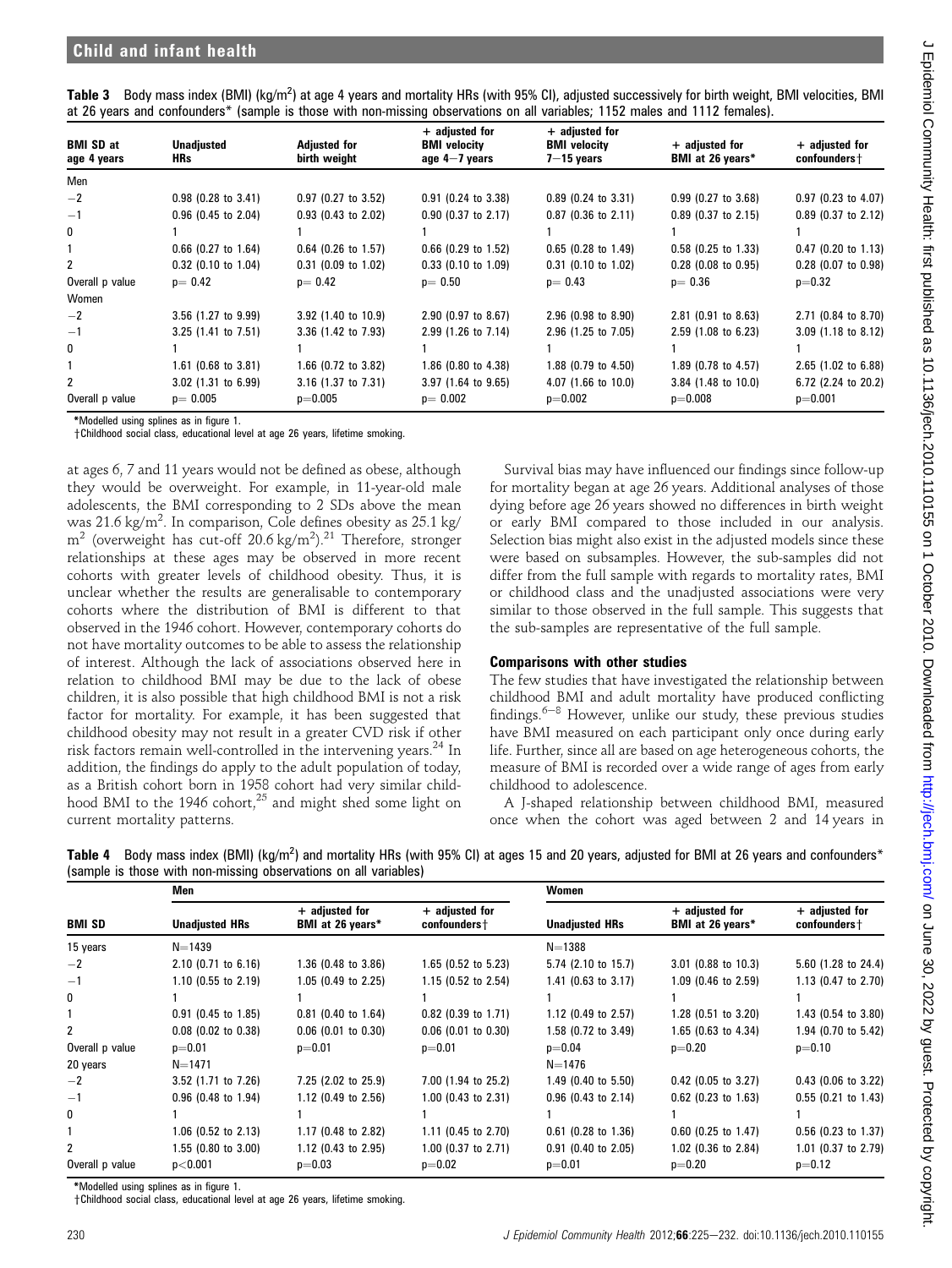**Table 3** Body mass index (BMI) (kg/m$^2$) at age 4 years and mortality HRs (with 95% CI), adjusted successively for birth weight, BMI velocities, BMI at 26 years and confounders* (sample is those with non-missing observations on all variables; 1152 males and 1112 females).

| BMI SD at age 4 years | Unadjusted HRs | Adjusted for birth weight | + adjusted for BMI velocity age 4−7 years | + adjusted for BMI velocity 7−15 years | + adjusted for BMI at 26 years* | + adjusted for confounders† |
|---|---|---|---|---|---|---|
| Men | | | | | | |
| −2 | 0.98 (0.28 to 3.41) | 0.97 (0.27 to 3.52) | 0.91 (0.24 to 3.38) | 0.89 (0.24 to 3.31) | 0.99 (0.27 to 3.68) | 0.97 (0.23 to 4.07) |
| −1 | 0.96 (0.45 to 2.04) | 0.93 (0.43 to 2.02) | 0.90 (0.37 to 2.17) | 0.87 (0.36 to 2.11) | 0.89 (0.37 to 2.15) | 0.89 (0.37 to 2.12) |
| 0 | 1 | 1 | 1 | 1 | 1 | 1 |
| 1 | 0.66 (0.27 to 1.64) | 0.64 (0.26 to 1.57) | 0.66 (0.29 to 1.52) | 0.65 (0.28 to 1.49) | 0.58 (0.25 to 1.33) | 0.47 (0.20 to 1.13) |
| 2 | 0.32 (0.10 to 1.04) | 0.31 (0.09 to 1.02) | 0.33 (0.10 to 1.09) | 0.31 (0.10 to 1.02) | 0.28 (0.08 to 0.95) | 0.28 (0.07 to 0.98) |
| Overall p value | p= 0.42 | p= 0.42 | p= 0.50 | p= 0.43 | p= 0.36 | p=0.32 |
| Women | | | | | | |
| −2 | 3.56 (1.27 to 9.99) | 3.92 (1.40 to 10.9) | 2.90 (0.97 to 8.67) | 2.96 (0.98 to 8.90) | 2.81 (0.91 to 8.63) | 2.71 (0.84 to 8.70) |
| −1 | 3.25 (1.41 to 7.51) | 3.36 (1.42 to 7.93) | 2.99 (1.26 to 7.14) | 2.96 (1.25 to 7.05) | 2.59 (1.08 to 6.23) | 3.09 (1.18 to 8.12) |
| 0 | 1 | 1 | 1 | 1 | 1 | 1 |
| 1 | 1.61 (0.68 to 3.81) | 1.66 (0.72 to 3.82) | 1.86 (0.80 to 4.38) | 1.88 (0.79 to 4.50) | 1.89 (0.78 to 4.57) | 2.65 (1.02 to 6.88) |
| 2 | 3.02 (1.31 to 6.99) | 3.16 (1.37 to 7.31) | 3.97 (1.64 to 9.65) | 4.07 (1.66 to 10.0) | 3.84 (1.48 to 10.0) | 6.72 (2.24 to 20.2) |
| Overall p value | p= 0.005 | p=0.005 | p= 0.002 | p=0.002 | p=0.008 | p=0.001 |

*Modelled using splines as in figure 1.
†Childhood social class, educational level at age 26 years, lifetime smoking.

at ages 6, 7 and 11 years would not be defined as obese, although they would be overweight. For example, in 11-year-old male adolescents, the BMI corresponding to 2 SDs above the mean was 21.6 kg/m$^2$. In comparison, Cole defines obesity as 25.1 kg/m$^2$ (overweight has cut-off 20.6 kg/m$^2$).[21] Therefore, stronger relationships at these ages may be observed in more recent cohorts with greater levels of childhood obesity. Thus, it is unclear whether the results are generalisable to contemporary cohorts where the distribution of BMI is different to that observed in the 1946 cohort. However, contemporary cohorts do not have mortality outcomes to be able to assess the relationship of interest. Although the lack of associations observed here in relation to childhood BMI may be due to the lack of obese children, it is also possible that high childhood BMI is not a risk factor for mortality. For example, it has been suggested that childhood obesity may not result in a greater CVD risk if other risk factors remain well-controlled in the intervening years.[24] In addition, the findings do apply to the adult population of today, as a British cohort born in 1958 cohort had very similar childhood BMI to the 1946 cohort,[25] and might shed some light on current mortality patterns.

Survival bias may have influenced our findings since follow-up for mortality began at age 26 years. Additional analyses of those dying before age 26 years showed no differences in birth weight or early BMI compared to those included in our analysis. Selection bias might also exist in the adjusted models since these were based on subsamples. However, the sub-samples did not differ from the full sample with regards to mortality rates, BMI or childhood class and the unadjusted associations were very similar to those observed in the full sample. This suggests that the sub-samples are representative of the full sample.

### Comparisons with other studies

The few studies that have investigated the relationship between childhood BMI and adult mortality have produced conflicting findings.[6–8] However, unlike our study, these previous studies have BMI measured on each participant only once during early life. Further, since all are based on age heterogeneous cohorts, the measure of BMI is recorded over a wide range of ages from early childhood to adolescence.

A J-shaped relationship between childhood BMI, measured once when the cohort was aged between 2 and 14 years in

**Table 4** Body mass index (BMI) (kg/m$^2$) and mortality HRs (with 95% CI) at ages 15 and 20 years, adjusted for BMI at 26 years and confounders* (sample is those with non-missing observations on all variables)

| | Men | | | Women | | |
|---|---|---|---|---|---|---|
| BMI SD | Unadjusted HRs | + adjusted for BMI at 26 years* | + adjusted for confounders† | Unadjusted HRs | + adjusted for BMI at 26 years* | + adjusted for confounders† |
| 15 years | N=1439 | | | N=1388 | | |
| −2 | 2.10 (0.71 to 6.16) | 1.36 (0.48 to 3.86) | 1.65 (0.52 to 5.23) | 5.74 (2.10 to 15.7) | 3.01 (0.88 to 10.3) | 5.60 (1.28 to 24.4) |
| −1 | 1.10 (0.55 to 2.19) | 1.05 (0.49 to 2.25) | 1.15 (0.52 to 2.54) | 1.41 (0.63 to 3.17) | 1.09 (0.46 to 2.59) | 1.13 (0.47 to 2.70) |
| 0 | 1 | 1 | 1 | 1 | 1 | 1 |
| 1 | 0.91 (0.45 to 1.85) | 0.81 (0.40 to 1.64) | 0.82 (0.39 to 1.71) | 1.12 (0.49 to 2.57) | 1.28 (0.51 to 3.20) | 1.43 (0.54 to 3.80) |
| 2 | 0.08 (0.02 to 0.38) | 0.06 (0.01 to 0.30) | 0.06 (0.01 to 0.30) | 1.58 (0.72 to 3.49) | 1.65 (0.63 to 4.34) | 1.94 (0.70 to 5.42) |
| Overall p value | p=0.01 | p=0.01 | p=0.01 | p=0.04 | p=0.20 | p=0.10 |
| 20 years | N=1471 | | | N=1476 | | |
| −2 | 3.52 (1.71 to 7.26) | 7.25 (2.02 to 25.9) | 7.00 (1.94 to 25.2) | 1.49 (0.40 to 5.50) | 0.42 (0.05 to 3.27) | 0.43 (0.06 to 3.22) |
| −1 | 0.96 (0.48 to 1.94) | 1.12 (0.49 to 2.56) | 1.00 (0.43 to 2.31) | 0.96 (0.43 to 2.14) | 0.62 (0.23 to 1.63) | 0.55 (0.21 to 1.43) |
| 0 | 1 | 1 | 1 | 1 | 1 | 1 |
| 1 | 1.06 (0.52 to 2.13) | 1.17 (0.48 to 2.82) | 1.11 (0.45 to 2.70) | 0.61 (0.28 to 1.36) | 0.60 (0.25 to 1.47) | 0.56 (0.23 to 1.37) |
| 2 | 1.55 (0.80 to 3.00) | 1.12 (0.43 to 2.95) | 1.00 (0.37 to 2.71) | 0.91 (0.40 to 2.05) | 1.02 (0.36 to 2.84) | 1.01 (0.37 to 2.79) |
| Overall p value | p<0.001 | p=0.03 | p=0.02 | p=0.01 | p=0.20 | p=0.12 |

*Modelled using splines as in figure 1.
†Childhood social class, educational level at age 26 years, lifetime smoking.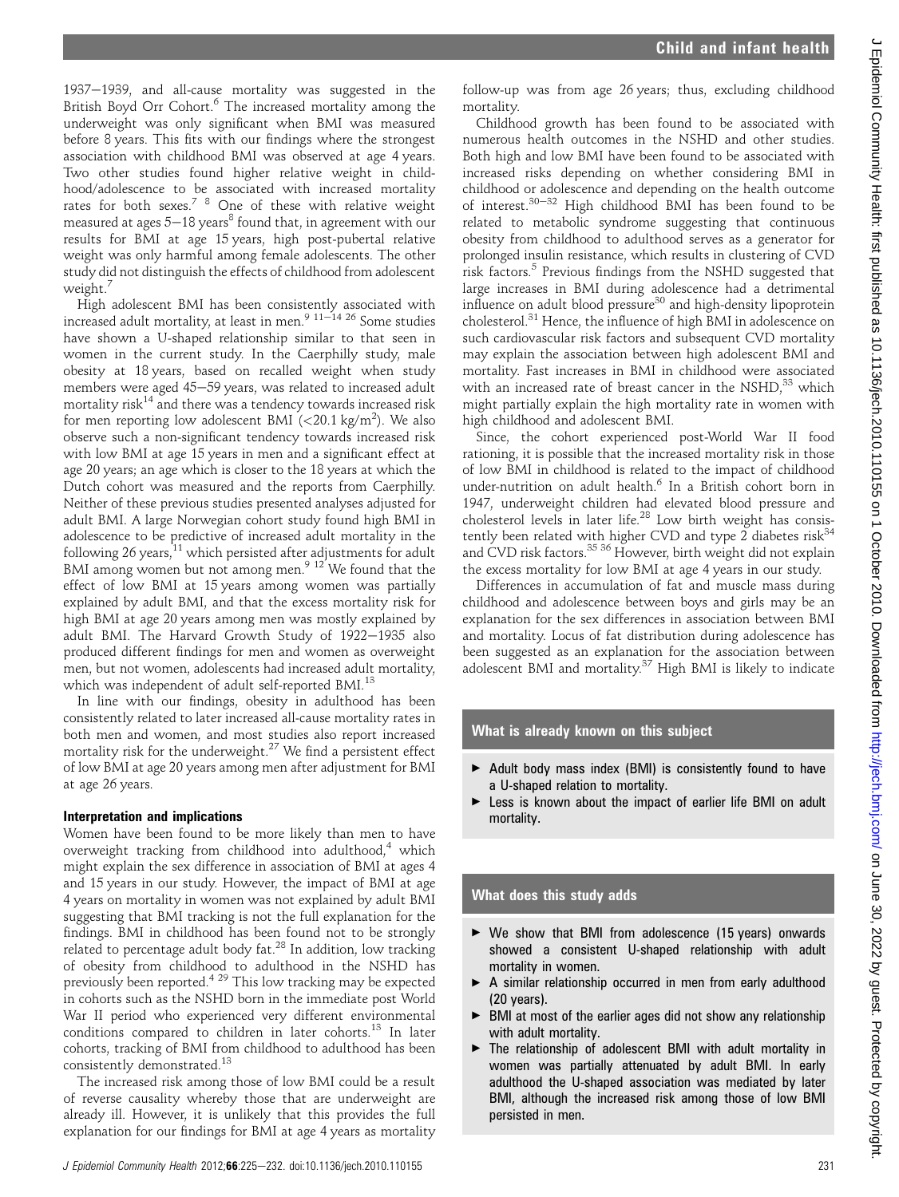1937–1939, and all-cause mortality was suggested in the British Boyd Orr Cohort.[6] The increased mortality among the underweight was only significant when BMI was measured before 8 years. This fits with our findings where the strongest association with childhood BMI was observed at age 4 years. Two other studies found higher relative weight in childhood/adolescence to be associated with increased mortality rates for both sexes.[7 8] One of these with relative weight measured at ages 5–18 years[8] found that, in agreement with our results for BMI at age 15 years, high post-pubertal relative weight was only harmful among female adolescents. The other study did not distinguish the effects of childhood from adolescent weight.[7]

High adolescent BMI has been consistently associated with increased adult mortality, at least in men.[9 11–14 26] Some studies have shown a U-shaped relationship similar to that seen in women in the current study. In the Caerphilly study, male obesity at 18 years, based on recalled weight when study members were aged 45–59 years, was related to increased adult mortality risk[14] and there was a tendency towards increased risk for men reporting low adolescent BMI (<20.1 kg/m$^2$). We also observe such a non-significant tendency towards increased risk with low BMI at age 15 years in men and a significant effect at age 20 years; an age which is closer to the 18 years at which the Dutch cohort was measured and the reports from Caerphilly. Neither of these previous studies presented analyses adjusted for adult BMI. A large Norwegian cohort study found high BMI in adolescence to be predictive of increased adult mortality in the following 26 years,[11] which persisted after adjustments for adult BMI among women but not among men.[9 12] We found that the effect of low BMI at 15 years among women was partially explained by adult BMI, and that the excess mortality risk for high BMI at age 20 years among men was mostly explained by adult BMI. The Harvard Growth Study of 1922–1935 also produced different findings for men and women as overweight men, but not women, adolescents had increased adult mortality, which was independent of adult self-reported BMI.[13]

In line with our findings, obesity in adulthood has been consistently related to later increased all-cause mortality rates in both men and women, and most studies also report increased mortality risk for the underweight.[27] We find a persistent effect of low BMI at age 20 years among men after adjustment for BMI at age 26 years.

### Interpretation and implications

Women have been found to be more likely than men to have overweight tracking from childhood into adulthood,[4] which might explain the sex difference in association of BMI at ages 4 and 15 years in our study. However, the impact of BMI at age 4 years on mortality in women was not explained by adult BMI suggesting that BMI tracking is not the full explanation for the findings. BMI in childhood has been found not to be strongly related to percentage adult body fat.[28] In addition, low tracking of obesity from childhood to adulthood in the NSHD has previously been reported.[4 29] This low tracking may be expected in cohorts such as the NSHD born in the immediate post World War II period who experienced very different environmental conditions compared to children in later cohorts.[13] In later cohorts, tracking of BMI from childhood to adulthood has been consistently demonstrated.[13]

The increased risk among those of low BMI could be a result of reverse causality whereby those that are underweight are already ill. However, it is unlikely that this provides the full explanation for our findings for BMI at age 4 years as mortality follow-up was from age 26 years; thus, excluding childhood mortality.

Childhood growth has been found to be associated with numerous health outcomes in the NSHD and other studies. Both high and low BMI have been found to be associated with increased risks depending on whether considering BMI in childhood or adolescence and depending on the health outcome of interest.[30–32] High childhood BMI has been found to be related to metabolic syndrome suggesting that continuous obesity from childhood to adulthood serves as a generator for prolonged insulin resistance, which results in clustering of CVD risk factors.[5] Previous findings from the NSHD suggested that large increases in BMI during adolescence had a detrimental influence on adult blood pressure[30] and high-density lipoprotein cholesterol.[31] Hence, the influence of high BMI in adolescence on such cardiovascular risk factors and subsequent CVD mortality may explain the association between high adolescent BMI and mortality. Fast increases in BMI in childhood were associated with an increased rate of breast cancer in the NSHD,[33] which might partially explain the high mortality rate in women with high childhood and adolescent BMI.

Since, the cohort experienced post-World War II food rationing, it is possible that the increased mortality risk in those of low BMI in childhood is related to the impact of childhood under-nutrition on adult health.[6] In a British cohort born in 1947, underweight children had elevated blood pressure and cholesterol levels in later life.[28] Low birth weight has consistently been related with higher CVD and type 2 diabetes risk[34] and CVD risk factors.[35 36] However, birth weight did not explain the excess mortality for low BMI at age 4 years in our study.

Differences in accumulation of fat and muscle mass during childhood and adolescence between boys and girls may be an explanation for the sex differences in association between BMI and mortality. Locus of fat distribution during adolescence has been suggested as an explanation for the association between adolescent BMI and mortality.[37] High BMI is likely to indicate

### What is already known on this subject

- Adult body mass index (BMI) is consistently found to have a U-shaped relation to mortality.
- Less is known about the impact of earlier life BMI on adult mortality.

### What does this study adds

- We show that BMI from adolescence (15 years) onwards showed a consistent U-shaped relationship with adult mortality in women.
- A similar relationship occurred in men from early adulthood (20 years).
- BMI at most of the earlier ages did not show any relationship with adult mortality.
- The relationship of adolescent BMI with adult mortality in women was partially attenuated by adult BMI. In early adulthood the U-shaped association was mediated by later BMI, although the increased risk among those of low BMI persisted in men.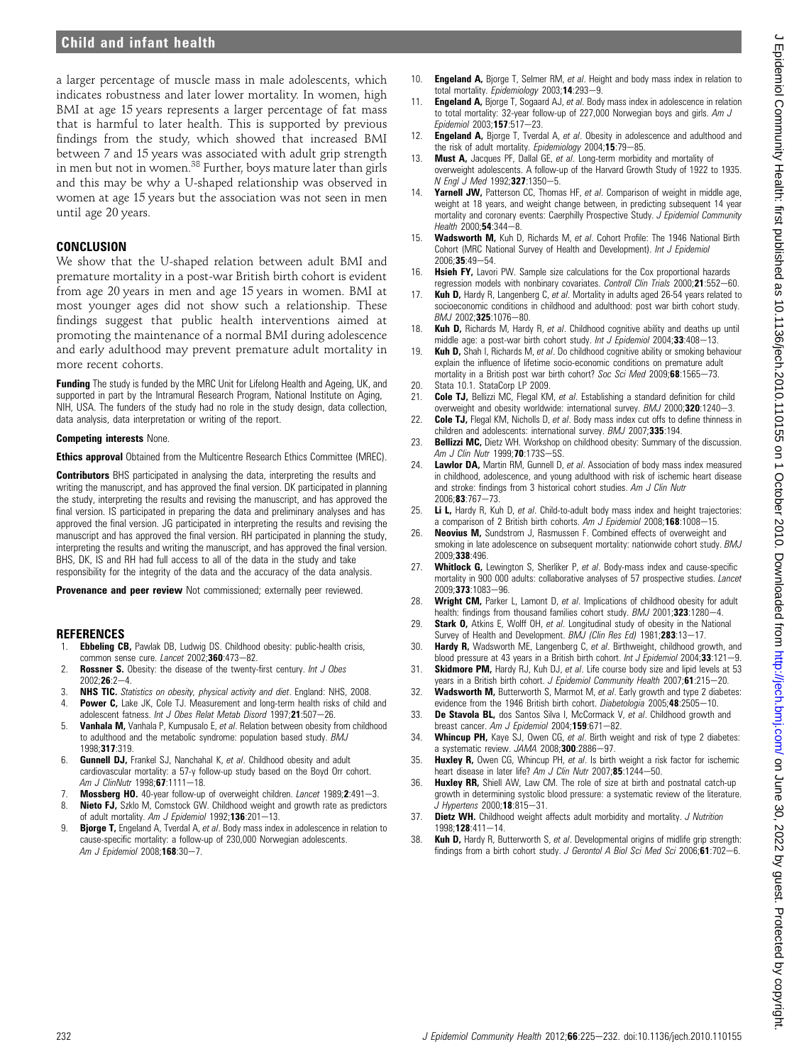a larger percentage of muscle mass in male adolescents, which indicates robustness and later lower mortality. In women, high BMI at age 15 years represents a larger percentage of fat mass that is harmful to later health. This is supported by previous findings from the study, which showed that increased BMI between 7 and 15 years was associated with adult grip strength in men but not in women.[38] Further, boys mature later than girls and this may be why a U-shaped relationship was observed in women at age 15 years but the association was not seen in men until age 20 years.

## CONCLUSION

We show that the U-shaped relation between adult BMI and premature mortality in a post-war British birth cohort is evident from age 20 years in men and age 15 years in women. BMI at most younger ages did not show such a relationship. These findings suggest that public health interventions aimed at promoting the maintenance of a normal BMI during adolescence and early adulthood may prevent premature adult mortality in more recent cohorts.

**Funding** The study is funded by the MRC Unit for Lifelong Health and Ageing, UK, and supported in part by the Intramural Research Program, National Institute on Aging, NIH, USA. The funders of the study had no role in the study design, data collection, data analysis, data interpretation or writing of the report.

**Competing interests** None.

**Ethics approval** Obtained from the Multicentre Research Ethics Committee (MREC).

**Contributors** BHS participated in analysing the data, interpreting the results and writing the manuscript, and has approved the final version. DK participated in planning the study, interpreting the results and revising the manuscript, and has approved the final version. IS participated in preparing the data and preliminary analyses and has approved the final version. JG participated in interpreting the results and revising the manuscript and has approved the final version. RH participated in planning the study, interpreting the results and writing the manuscript, and has approved the final version. BHS, DK, IS and RH had full access to all of the data in the study and take responsibility for the integrity of the data and the accuracy of the data analysis.

**Provenance and peer review** Not commissioned; externally peer reviewed.

## REFERENCES

1. **Ebbeling CB,** Pawlak DB, Ludwig DS. Childhood obesity: public-health crisis, common sense cure. *Lancet* 2002;**360**:473−82.
2. **Rossner S.** Obesity: the disease of the twenty-first century. *Int J Obes* 2002;**26**:2−4.
3. **NHS TIC.** *Statistics on obesity, physical activity and diet*. England: NHS, 2008.
4. **Power C,** Lake JK, Cole TJ. Measurement and long-term health risks of child and adolescent fatness. *Int J Obes Relat Metab Disord* 1997;**21**:507−26.
5. **Vanhala M,** Vanhala P, Kumpusalo E, *et al*. Relation between obesity from childhood to adulthood and the metabolic syndrome: population based study. *BMJ* 1998;**317**:319.
6. **Gunnell DJ,** Frankel SJ, Nanchahal K, *et al*. Childhood obesity and adult cardiovascular mortality: a 57-y follow-up study based on the Boyd Orr cohort. *Am J ClinNutr* 1998;**67**:1111−18.
7. **Mossberg HO.** 40-year follow-up of overweight children. *Lancet* 1989;**2**:491−3.
8. **Nieto FJ,** Szklo M, Comstock GW. Childhood weight and growth rate as predictors of adult mortality. *Am J Epidemiol* 1992;**136**:201−13.
9. **Bjorge T,** Engeland A, Tverdal A, *et al*. Body mass index in adolescence in relation to cause-specific mortality: a follow-up of 230,000 Norwegian adolescents. *Am J Epidemiol* 2008;**168**:30−7.
10. **Engeland A,** Bjorge T, Selmer RM, *et al*. Height and body mass index in relation to total mortality. *Epidemiology* 2003;**14**:293−9.
11. **Engeland A,** Bjorge T, Sogaard AJ, *et al*. Body mass index in adolescence in relation to total mortality: 32-year follow-up of 227,000 Norwegian boys and girls. *Am J Epidemiol* 2003;**157**:517−23.
12. **Engeland A,** Bjorge T, Tverdal A, *et al*. Obesity in adolescence and adulthood and the risk of adult mortality. *Epidemiology* 2004;**15**:79−85.
13. **Must A,** Jacques PF, Dallal GE, *et al*. Long-term morbidity and mortality of overweight adolescents. A follow-up of the Harvard Growth Study of 1922 to 1935. *N Engl J Med* 1992;**327**:1350−5.
14. **Yarnell JW,** Patterson CC, Thomas HF, *et al*. Comparison of weight in middle age, weight at 18 years, and weight change between, in predicting subsequent 14 year mortality and coronary events: Caerphilly Prospective Study. *J Epidemiol Community Health* 2000;**54**:344−8.
15. **Wadsworth M,** Kuh D, Richards M, *et al*. Cohort Profile: The 1946 National Birth Cohort (MRC National Survey of Health and Development). *Int J Epidemiol* 2006;**35**:49−54.
16. **Hsieh FY,** Lavori PW. Sample size calculations for the Cox proportional hazards regression models with nonbinary covariates. *Controll Clin Trials* 2000;**21**:552−60.
17. **Kuh D,** Hardy R, Langenberg C, *et al*. Mortality in adults aged 26-54 years related to socioeconomic conditions in childhood and adulthood: post war birth cohort study. *BMJ* 2002;**325**:1076−80.
18. **Kuh D,** Richards M, Hardy R, *et al*. Childhood cognitive ability and deaths up until middle age: a post-war birth cohort study. *Int J Epidemiol* 2004;**33**:408−13.
19. **Kuh D,** Shah I, Richards M, *et al*. Do childhood cognitive ability or smoking behaviour explain the influence of lifetime socio-economic conditions on premature adult mortality in a British post war birth cohort? *Soc Sci Med* 2009;**68**:1565−73.
20. Stata 10.1. StataCorp LP 2009.
21. **Cole TJ,** Bellizzi MC, Flegal KM, *et al*. Establishing a standard definition for child overweight and obesity worldwide: international survey. *BMJ* 2000;**320**:1240−3.
22. **Cole TJ,** Flegal KM, Nicholls D, *et al*. Body mass index cut offs to define thinness in children and adolescents: international survey. *BMJ* 2007;**335**:194.
23. **Bellizzi MC,** Dietz WH. Workshop on childhood obesity: Summary of the discussion. *Am J Clin Nutr* 1999;**70**:173S−5S.
24. **Lawlor DA,** Martin RM, Gunnell D, *et al*. Association of body mass index measured in childhood, adolescence, and young adulthood with risk of ischemic heart disease and stroke: findings from 3 historical cohort studies. *Am J Clin Nutr* 2006;**83**:767−73.
25. **Li L,** Hardy R, Kuh D, *et al*. Child-to-adult body mass index and height trajectories: a comparison of 2 British birth cohorts. *Am J Epidemiol* 2008;**168**:1008−15.
26. **Neovius M,** Sundstrom J, Rasmussen F. Combined effects of overweight and smoking in late adolescence on subsequent mortality: nationwide cohort study. *BMJ* 2009;**338**:496.
27. **Whitlock G,** Lewington S, Sherliker P, *et al*. Body-mass index and cause-specific mortality in 900 000 adults: collaborative analyses of 57 prospective studies. *Lancet* 2009;**373**:1083−96.
28. **Wright CM,** Parker L, Lamont D, *et al*. Implications of childhood obesity for adult health: findings from thousand families cohort study. *BMJ* 2001;**323**:1280−4.
29. **Stark O,** Atkins E, Wolff OH, *et al*. Longitudinal study of obesity in the National Survey of Health and Development. *BMJ (Clin Res Ed)* 1981;**283**:13−17.
30. **Hardy R,** Wadsworth ME, Langenberg C, *et al*. Birthweight, childhood growth, and blood pressure at 43 years in a British birth cohort. *Int J Epidemiol* 2004;**33**:121−9.
31. **Skidmore PM,** Hardy RJ, Kuh DJ, *et al*. Life course body size and lipid levels at 53 years in a British birth cohort. *J Epidemiol Community Health* 2007;**61**:215−20.
32. **Wadsworth M,** Butterworth S, Marmot M, *et al*. Early growth and type 2 diabetes: evidence from the 1946 British birth cohort. *Diabetologia* 2005;**48**:2505−10.
33. **De Stavola BL,** dos Santos Silva I, McCormack V, *et al*. Childhood growth and breast cancer. *Am J Epidemiol* 2004;**159**:671−82.
34. **Whincup PH,** Kaye SJ, Owen CG, *et al*. Birth weight and risk of type 2 diabetes: a systematic review. *JAMA* 2008;**300**:2886−97.
35. **Huxley R,** Owen CG, Whincup PH, *et al*. Is birth weight a risk factor for ischemic heart disease in later life? *Am J Clin Nutr* 2007;**85**:1244−50.
36. **Huxley RR,** Shiell AW, Law CM. The role of size at birth and postnatal catch-up growth in determining systolic blood pressure: a systematic review of the literature. *J Hypertens* 2000;**18**:815−31.
37. **Dietz WH.** Childhood weight affects adult morbidity and mortality. *J Nutrition* 1998;**128**:411−14.
38. **Kuh D,** Hardy R, Butterworth S, *et al*. Developmental origins of midlife grip strength: findings from a birth cohort study. *J Gerontol A Biol Sci Med Sci* 2006;**61**:702−6.